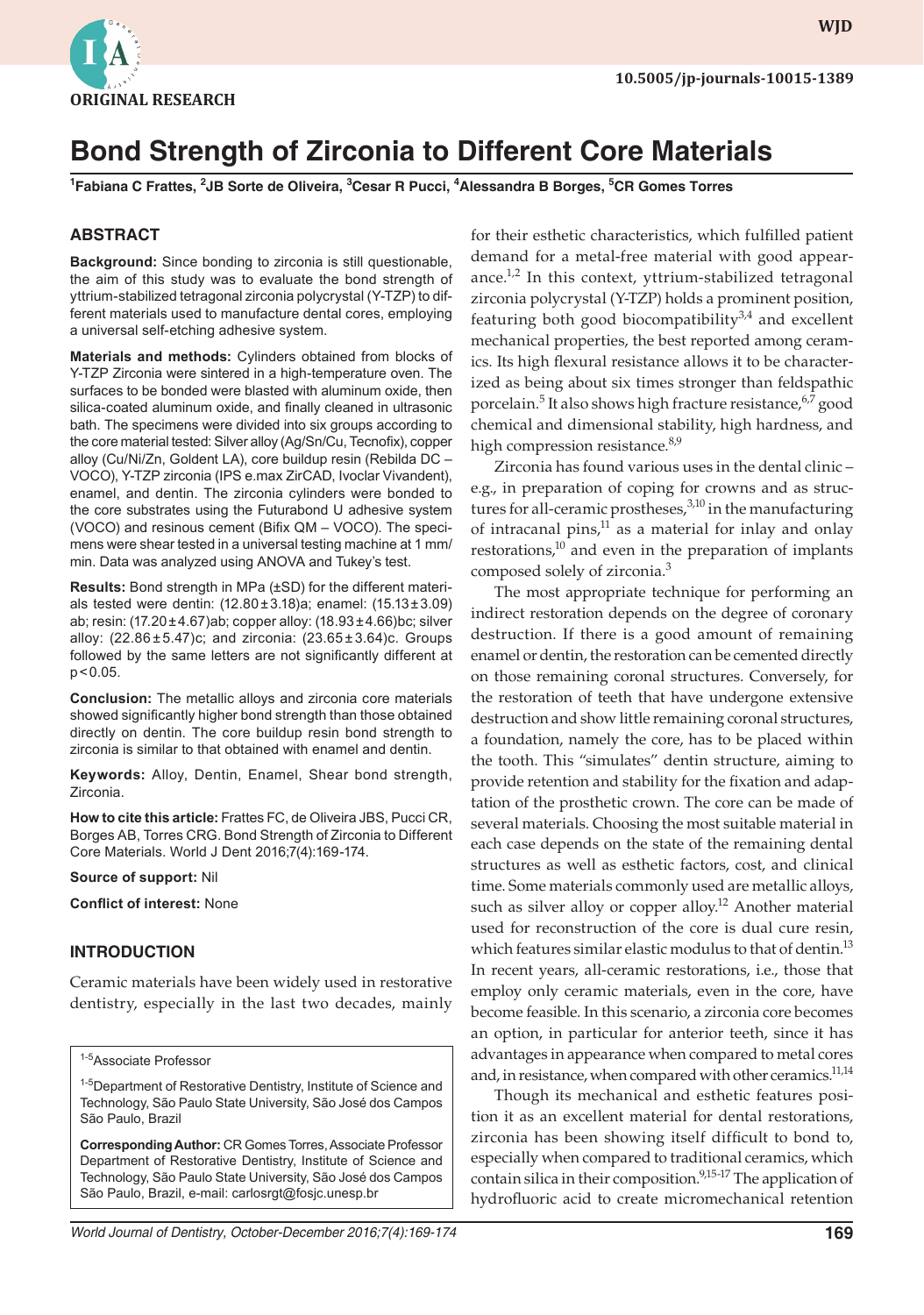ORIGINAL RESEARCH

10.5005/jp-journals-10015-1389

# Bond Strength of Zirconia to Different Core Materials

[1]Fabiana C Frattes, [2]JB Sorte de Oliveira, [3]Cesar R Pucci, [4]Alessandra B Borges, [5]CR Gomes Torres

## ABSTRACT

**Background:** Since bonding to zirconia is still questionable, the aim of this study was to evaluate the bond strength of yttrium-stabilized tetragonal zirconia polycrystal (Y-TZP) to different materials used to manufacture dental cores, employing a universal self-etching adhesive system.

**Materials and methods:** Cylinders obtained from blocks of Y-TZP Zirconia were sintered in a high-temperature oven. The surfaces to be bonded were blasted with aluminum oxide, then silica-coated aluminum oxide, and finally cleaned in ultrasonic bath. The specimens were divided into six groups according to the core material tested: Silver alloy (Ag/Sn/Cu, Tecnofix), copper alloy (Cu/Ni/Zn, Goldent LA), core buildup resin (Rebilda DC – VOCO), Y-TZP zirconia (IPS e.max ZirCAD, Ivoclar Vivandent), enamel, and dentin. The zirconia cylinders were bonded to the core substrates using the Futurabond U adhesive system (VOCO) and resinous cement (Bifix QM – VOCO). The specimens were shear tested in a universal testing machine at 1 mm/min. Data was analyzed using ANOVA and Tukey's test.

**Results:** Bond strength in MPa (±SD) for the different materials tested were dentin: (12.80 ± 3.18)a; enamel: (15.13 ± 3.09) ab; resin: (17.20 ± 4.67)ab; copper alloy: (18.93 ± 4.66)bc; silver alloy: (22.86 ± 5.47)c; and zirconia: (23.65 ± 3.64)c. Groups followed by the same letters are not significantly different at $p < 0.05$.

**Conclusion:** The metallic alloys and zirconia core materials showed significantly higher bond strength than those obtained directly on dentin. The core buildup resin bond strength to zirconia is similar to that obtained with enamel and dentin.

**Keywords:** Alloy, Dentin, Enamel, Shear bond strength, Zirconia.

**How to cite this article:** Frattes FC, de Oliveira JBS, Pucci CR, Borges AB, Torres CRG. Bond Strength of Zirconia to Different Core Materials. World J Dent 2016;7(4):169-174.

**Source of support:** Nil

**Conflict of interest:** None

## INTRODUCTION

Ceramic materials have been widely used in restorative dentistry, especially in the last two decades, mainly for their esthetic characteristics, which fulfilled patient demand for a metal-free material with good appearance.[1,2] In this context, yttrium-stabilized tetragonal zirconia polycrystal (Y-TZP) holds a prominent position, featuring both good biocompatibility[3,4] and excellent mechanical properties, the best reported among ceramics. Its high flexural resistance allows it to be characterized as being about six times stronger than feldspathic porcelain.[5] It also shows high fracture resistance,[6,7] good chemical and dimensional stability, high hardness, and high compression resistance.[8,9]

Zirconia has found various uses in the dental clinic – e.g., in preparation of coping for crowns and as structures for all-ceramic prostheses,[3,10] in the manufacturing of intracanal pins,[11] as a material for inlay and onlay restorations,[10] and even in the preparation of implants composed solely of zirconia.[3]

The most appropriate technique for performing an indirect restoration depends on the degree of coronary destruction. If there is a good amount of remaining enamel or dentin, the restoration can be cemented directly on those remaining coronal structures. Conversely, for the restoration of teeth that have undergone extensive destruction and show little remaining coronal structures, a foundation, namely the core, has to be placed within the tooth. This "simulates" dentin structure, aiming to provide retention and stability for the fixation and adaptation of the prosthetic crown. The core can be made of several materials. Choosing the most suitable material in each case depends on the state of the remaining dental structures as well as esthetic factors, cost, and clinical time. Some materials commonly used are metallic alloys, such as silver alloy or copper alloy.[12] Another material used for reconstruction of the core is dual cure resin, which features similar elastic modulus to that of dentin.[13] In recent years, all-ceramic restorations, i.e., those that employ only ceramic materials, even in the core, have become feasible. In this scenario, a zirconia core becomes an option, in particular for anterior teeth, since it has advantages in appearance when compared to metal cores and, in resistance, when compared with other ceramics.[11,14]

Though its mechanical and esthetic features position it as an excellent material for dental restorations, zirconia has been showing itself difficult to bond to, especially when compared to traditional ceramics, which contain silica in their composition.[9,15-17] The application of hydrofluoric acid to create micromechanical retention

---

[1-5]Associate Professor

[1-5]Department of Restorative Dentistry, Institute of Science and Technology, São Paulo State University, São José dos Campos São Paulo, Brazil

**Corresponding Author:** CR Gomes Torres, Associate Professor Department of Restorative Dentistry, Institute of Science and Technology, São Paulo State University, São José dos Campos São Paulo, Brazil, e-mail: carlosrgt@fosjc.unesp.br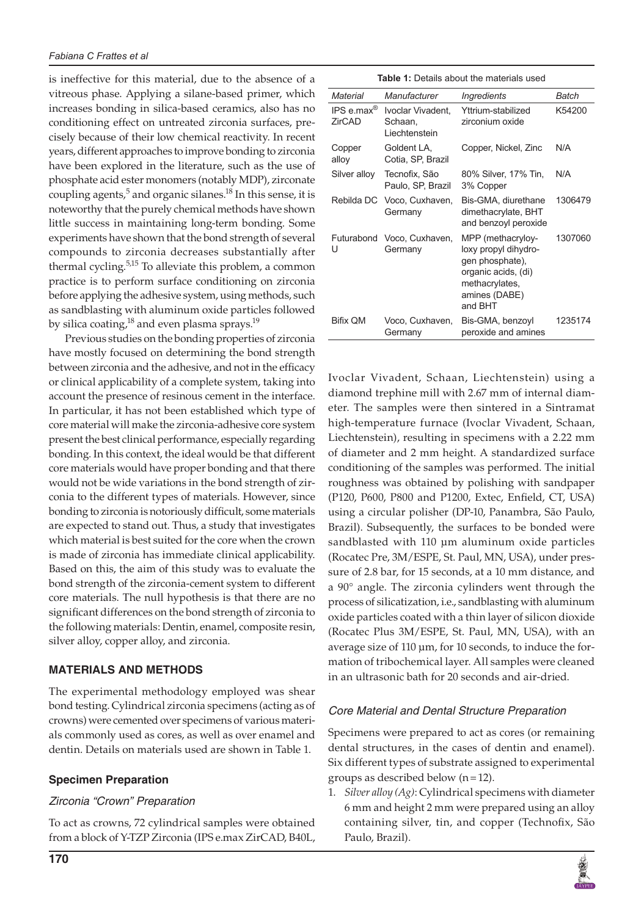is ineffective for this material, due to the absence of a vitreous phase. Applying a silane-based primer, which increases bonding in silica-based ceramics, also has no conditioning effect on untreated zirconia surfaces, precisely because of their low chemical reactivity. In recent years, different approaches to improve bonding to zirconia have been explored in the literature, such as the use of phosphate acid ester monomers (notably MDP), zirconate coupling agents,[5] and organic silanes.[18] In this sense, it is noteworthy that the purely chemical methods have shown little success in maintaining long-term bonding. Some experiments have shown that the bond strength of several compounds to zirconia decreases substantially after thermal cycling.[5,15] To alleviate this problem, a common practice is to perform surface conditioning on zirconia before applying the adhesive system, using methods, such as sandblasting with aluminum oxide particles followed by silica coating,[18] and even plasma sprays.[19]

Previous studies on the bonding properties of zirconia have mostly focused on determining the bond strength between zirconia and the adhesive, and not in the efficacy or clinical applicability of a complete system, taking into account the presence of resinous cement in the interface. In particular, it has not been established which type of core material will make the zirconia-adhesive core system present the best clinical performance, especially regarding bonding. In this context, the ideal would be that different core materials would have proper bonding and that there would not be wide variations in the bond strength of zirconia to the different types of materials. However, since bonding to zirconia is notoriously difficult, some materials are expected to stand out. Thus, a study that investigates which material is best suited for the core when the crown is made of zirconia has immediate clinical applicability. Based on this, the aim of this study was to evaluate the bond strength of the zirconia-cement system to different core materials. The null hypothesis is that there are no significant differences on the bond strength of zirconia to the following materials: Dentin, enamel, composite resin, silver alloy, copper alloy, and zirconia.

## MATERIALS AND METHODS

The experimental methodology employed was shear bond testing. Cylindrical zirconia specimens (acting as of crowns) were cemented over specimens of various materials commonly used as cores, as well as over enamel and dentin. Details on materials used are shown in Table 1.

**Table 1:** Details about the materials used

| *Material* | *Manufacturer* | *Ingredients* | *Batch* |
|---|---|---|---|
| IPS e.max® ZirCAD | Ivoclar Vivadent, Schaan, Liechtenstein | Yttrium-stabilized zirconium oxide | K54200 |
| Copper alloy | Goldent LA, Cotia, SP, Brazil | Copper, Nickel, Zinc | N/A |
| Silver alloy | Tecnofix, São Paulo, SP, Brazil | 80% Silver, 17% Tin, 3% Copper | N/A |
| Rebilda DC | Voco, Cuxhaven, Germany | Bis-GMA, diurethane dimethacrylate, BHT and benzoyl peroxide | 1306479 |
| Futurabond U | Voco, Cuxhaven, Germany | MPP (methacryloy-loxy propyl dihydrogen phosphate), organic acids, (di) methacrylates, amines (DABE) and BHT | 1307060 |
| Bifix QM | Voco, Cuxhaven, Germany | Bis-GMA, benzoyl peroxide and amines | 1235174 |

### Specimen Preparation

#### *Zirconia "Crown" Preparation*

To act as crowns, 72 cylindrical samples were obtained from a block of Y-TZP Zirconia (IPS e.max ZirCAD, B40L, Ivoclar Vivadent, Schaan, Liechtenstein) using a diamond trephine mill with 2.67 mm of internal diameter. The samples were then sintered in a Sintramat high-temperature furnace (Ivoclar Vivadent, Schaan, Liechtenstein), resulting in specimens with a 2.22 mm of diameter and 2 mm height. A standardized surface conditioning of the samples was performed. The initial roughness was obtained by polishing with sandpaper (P120, P600, P800 and P1200, Extec, Enfield, CT, USA) using a circular polisher (DP-10, Panambra, São Paulo, Brazil). Subsequently, the surfaces to be bonded were sandblasted with 110 µm aluminum oxide particles (Rocatec Pre, 3M/ESPE, St. Paul, MN, USA), under pressure of 2.8 bar, for 15 seconds, at a 10 mm distance, and a 90° angle. The zirconia cylinders went through the process of silicatization, i.e., sandblasting with aluminum oxide particles coated with a thin layer of silicon dioxide (Rocatec Plus 3M/ESPE, St. Paul, MN, USA), with an average size of 110 µm, for 10 seconds, to induce the formation of tribochemical layer. All samples were cleaned in an ultrasonic bath for 20 seconds and air-dried.

#### *Core Material and Dental Structure Preparation*

Specimens were prepared to act as cores (or remaining dental structures, in the cases of dentin and enamel). Six different types of substrate assigned to experimental groups as described below (n = 12).

1. *Silver alloy (Ag)*: Cylindrical specimens with diameter 6 mm and height 2 mm were prepared using an alloy containing silver, tin, and copper (Technofix, São Paulo, Brazil).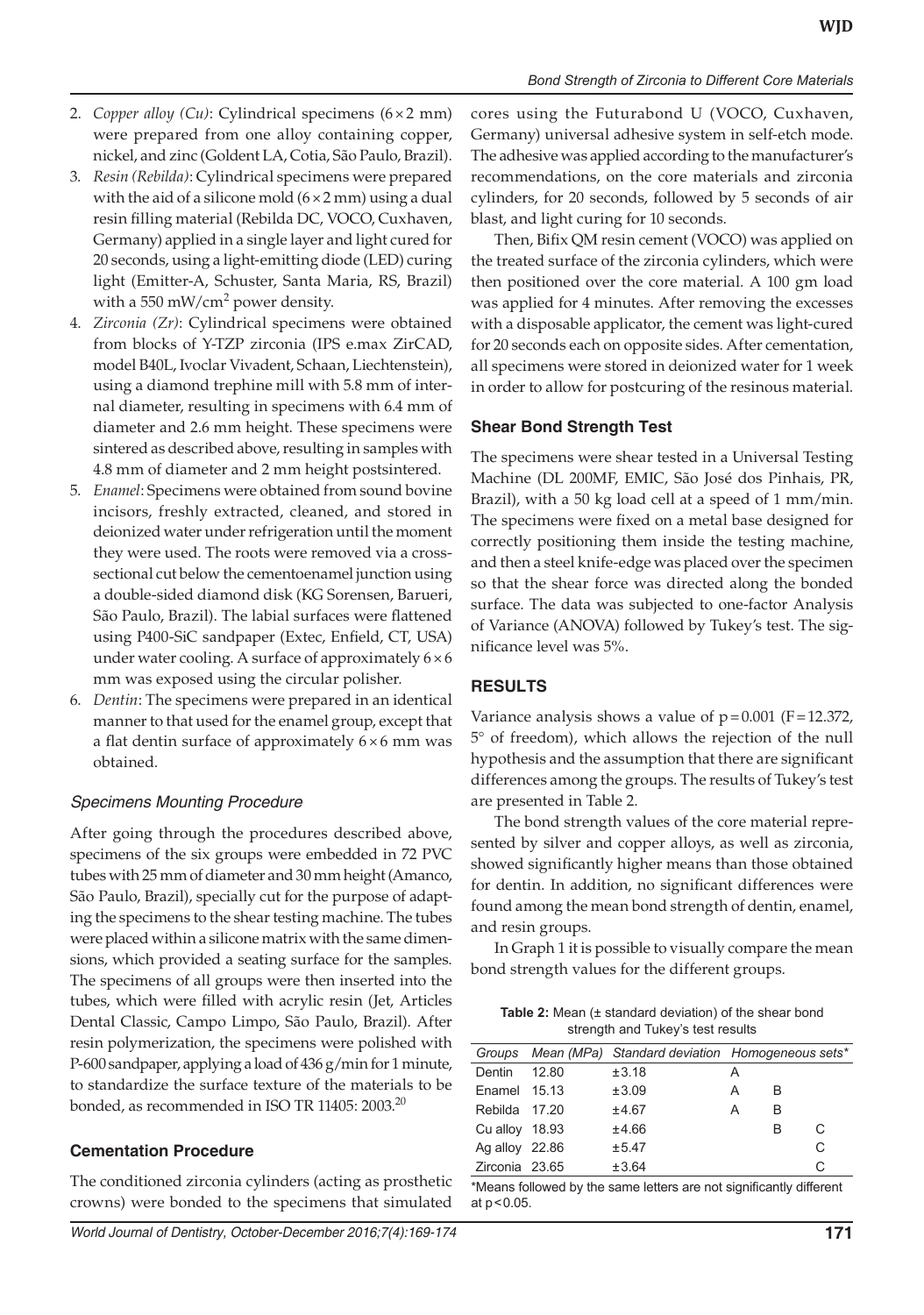2. *Copper alloy (Cu)*: Cylindrical specimens (6 × 2 mm) were prepared from one alloy containing copper, nickel, and zinc (Goldent LA, Cotia, São Paulo, Brazil).
3. *Resin (Rebilda)*: Cylindrical specimens were prepared with the aid of a silicone mold (6 × 2 mm) using a dual resin filling material (Rebilda DC, VOCO, Cuxhaven, Germany) applied in a single layer and light cured for 20 seconds, using a light-emitting diode (LED) curing light (Emitter-A, Schuster, Santa Maria, RS, Brazil) with a 550 $mW/cm^2$ power density.
4. *Zirconia (Zr)*: Cylindrical specimens were obtained from blocks of Y-TZP zirconia (IPS e.max ZirCAD, model B40L, Ivoclar Vivadent, Schaan, Liechtenstein), using a diamond trephine mill with 5.8 mm of internal diameter, resulting in specimens with 6.4 mm of diameter and 2.6 mm height. These specimens were sintered as described above, resulting in samples with 4.8 mm of diameter and 2 mm height postsintered.
5. *Enamel*: Specimens were obtained from sound bovine incisors, freshly extracted, cleaned, and stored in deionized water under refrigeration until the moment they were used. The roots were removed via a cross-sectional cut below the cementoenamel junction using a double-sided diamond disk (KG Sorensen, Barueri, São Paulo, Brazil). The labial surfaces were flattened using P400-SiC sandpaper (Extec, Enfield, CT, USA) under water cooling. A surface of approximately 6 × 6 mm was exposed using the circular polisher.
6. *Dentin*: The specimens were prepared in an identical manner to that used for the enamel group, except that a flat dentin surface of approximately 6 × 6 mm was obtained.

### *Specimens Mounting Procedure*

After going through the procedures described above, specimens of the six groups were embedded in 72 PVC tubes with 25 mm of diameter and 30 mm height (Amanco, São Paulo, Brazil), specially cut for the purpose of adapting the specimens to the shear testing machine. The tubes were placed within a silicone matrix with the same dimensions, which provided a seating surface for the samples. The specimens of all groups were then inserted into the tubes, which were filled with acrylic resin (Jet, Articles Dental Classic, Campo Limpo, São Paulo, Brazil). After resin polymerization, the specimens were polished with P-600 sandpaper, applying a load of 436 g/min for 1 minute, to standardize the surface texture of the materials to be bonded, as recommended in ISO TR 11405: 2003.[20]

### Cementation Procedure

The conditioned zirconia cylinders (acting as prosthetic crowns) were bonded to the specimens that simulated cores using the Futurabond U (VOCO, Cuxhaven, Germany) universal adhesive system in self-etch mode. The adhesive was applied according to the manufacturer's recommendations, on the core materials and zirconia cylinders, for 20 seconds, followed by 5 seconds of air blast, and light curing for 10 seconds.

Then, Bifix QM resin cement (VOCO) was applied on the treated surface of the zirconia cylinders, which were then positioned over the core material. A 100 gm load was applied for 4 minutes. After removing the excesses with a disposable applicator, the cement was light-cured for 20 seconds each on opposite sides. After cementation, all specimens were stored in deionized water for 1 week in order to allow for postcuring of the resinous material.

### Shear Bond Strength Test

The specimens were shear tested in a Universal Testing Machine (DL 200MF, EMIC, São José dos Pinhais, PR, Brazil), with a 50 kg load cell at a speed of 1 mm/min. The specimens were fixed on a metal base designed for correctly positioning them inside the testing machine, and then a steel knife-edge was placed over the specimen so that the shear force was directed along the bonded surface. The data was subjected to one-factor Analysis of Variance (ANOVA) followed by Tukey's test. The significance level was 5%.

## RESULTS

Variance analysis shows a value of $p = 0.001$ ($F = 12.372$, 5° of freedom), which allows the rejection of the null hypothesis and the assumption that there are significant differences among the groups. The results of Tukey's test are presented in Table 2.

The bond strength values of the core material represented by silver and copper alloys, as well as zirconia, showed significantly higher means than those obtained for dentin. In addition, no significant differences were found among the mean bond strength of dentin, enamel, and resin groups.

In Graph 1 it is possible to visually compare the mean bond strength values for the different groups.

**Table 2:** Mean (± standard deviation) of the shear bond strength and Tukey's test results

| *Groups* | *Mean (MPa)* | *Standard deviation* | *Homogeneous sets** | | |
|---|---|---|---|---|---|
| Dentin | 12.80 | ±3.18 | A | | |
| Enamel | 15.13 | ±3.09 | A | B | |
| Rebilda | 17.20 | ±4.67 | A | B | |
| Cu alloy | 18.93 | ±4.66 | | B | C |
| Ag alloy | 22.86 | ±5.47 | | | C |
| Zirconia | 23.65 | ±3.64 | | | C |

*Means followed by the same letters are not significantly different at $p < 0.05$.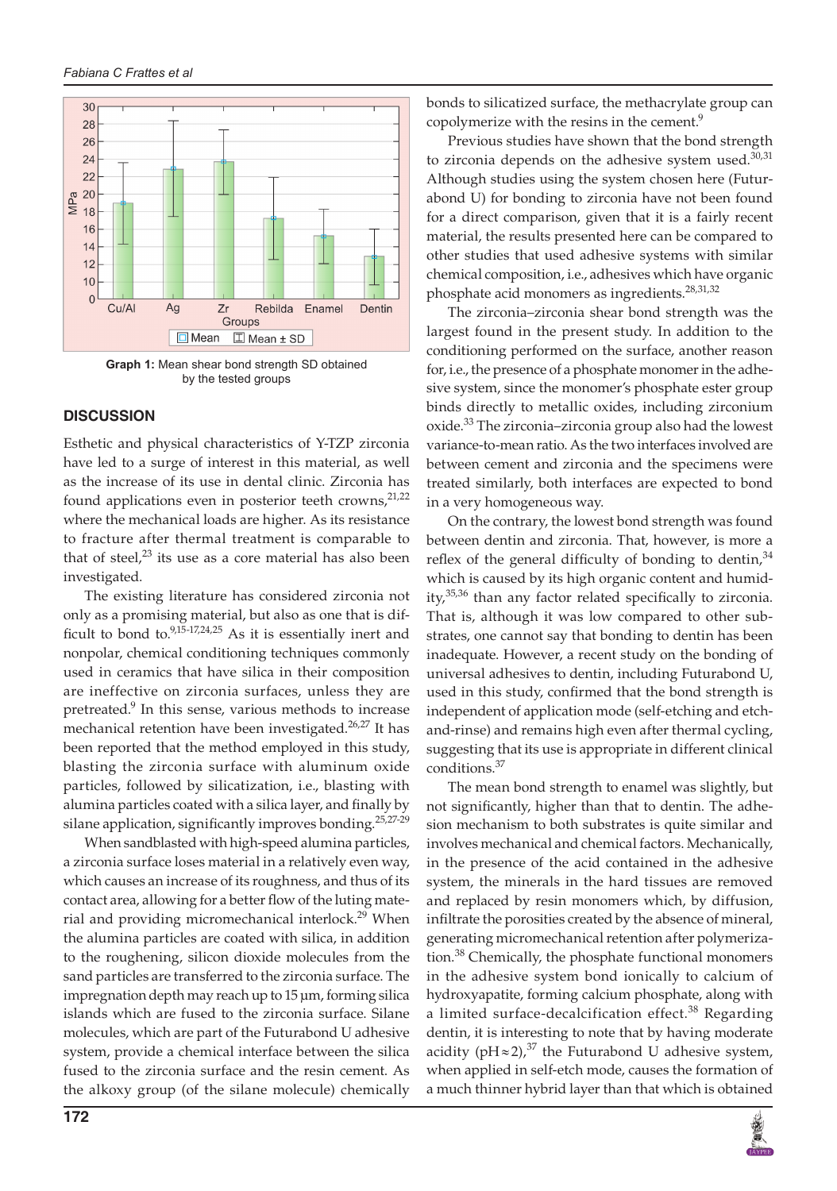Graph 1: Mean shear bond strength SD obtained by the tested groups

## DISCUSSION

Esthetic and physical characteristics of Y-TZP zirconia have led to a surge of interest in this material, as well as the increase of its use in dental clinic. Zirconia has found applications even in posterior teeth crowns,[21,22] where the mechanical loads are higher. As its resistance to fracture after thermal treatment is comparable to that of steel,[23] its use as a core material has also been investigated.

The existing literature has considered zirconia not only as a promising material, but also as one that is difficult to bond to.[9,15-17,24,25] As it is essentially inert and nonpolar, chemical conditioning techniques commonly used in ceramics that have silica in their composition are ineffective on zirconia surfaces, unless they are pretreated.[9] In this sense, various methods to increase mechanical retention have been investigated.[26,27] It has been reported that the method employed in this study, blasting the zirconia surface with aluminum oxide particles, followed by silicatization, i.e., blasting with alumina particles coated with a silica layer, and finally by silane application, significantly improves bonding.[25,27-29]

When sandblasted with high-speed alumina particles, a zirconia surface loses material in a relatively even way, which causes an increase of its roughness, and thus of its contact area, allowing for a better flow of the luting material and providing micromechanical interlock.[29] When the alumina particles are coated with silica, in addition to the roughening, silicon dioxide molecules from the sand particles are transferred to the zirconia surface. The impregnation depth may reach up to 15 µm, forming silica islands which are fused to the zirconia surface. Silane molecules, which are part of the Futurabond U adhesive system, provide a chemical interface between the silica fused to the zirconia surface and the resin cement. As the alkoxy group (of the silane molecule) chemically bonds to silicatized surface, the methacrylate group can copolymerize with the resins in the cement.[9]

Previous studies have shown that the bond strength to zirconia depends on the adhesive system used.[30,31] Although studies using the system chosen here (Futurabond U) for bonding to zirconia have not been found for a direct comparison, given that it is a fairly recent material, the results presented here can be compared to other studies that used adhesive systems with similar chemical composition, i.e., adhesives which have organic phosphate acid monomers as ingredients.[28,31,32]

The zirconia–zirconia shear bond strength was the largest found in the present study. In addition to the conditioning performed on the surface, another reason for, i.e., the presence of a phosphate monomer in the adhesive system, since the monomer's phosphate ester group binds directly to metallic oxides, including zirconium oxide.[33] The zirconia–zirconia group also had the lowest variance-to-mean ratio. As the two interfaces involved are between cement and zirconia and the specimens were treated similarly, both interfaces are expected to bond in a very homogeneous way.

On the contrary, the lowest bond strength was found between dentin and zirconia. That, however, is more a reflex of the general difficulty of bonding to dentin,[34] which is caused by its high organic content and humidity,[35,36] than any factor related specifically to zirconia. That is, although it was low compared to other substrates, one cannot say that bonding to dentin has been inadequate. However, a recent study on the bonding of universal adhesives to dentin, including Futurabond U, used in this study, confirmed that the bond strength is independent of application mode (self-etching and etch-and-rinse) and remains high even after thermal cycling, suggesting that its use is appropriate in different clinical conditions.[37]

The mean bond strength to enamel was slightly, but not significantly, higher than that to dentin. The adhesion mechanism to both substrates is quite similar and involves mechanical and chemical factors. Mechanically, in the presence of the acid contained in the adhesive system, the minerals in the hard tissues are removed and replaced by resin monomers which, by diffusion, infiltrate the porosities created by the absence of mineral, generating micromechanical retention after polymerization.[38] Chemically, the phosphate functional monomers in the adhesive system bond ionically to calcium of hydroxyapatite, forming calcium phosphate, along with a limited surface-decalcification effect.[38] Regarding dentin, it is interesting to note that by having moderate acidity (pH ≈ 2),[37] the Futurabond U adhesive system, when applied in self-etch mode, causes the formation of a much thinner hybrid layer than that which is obtained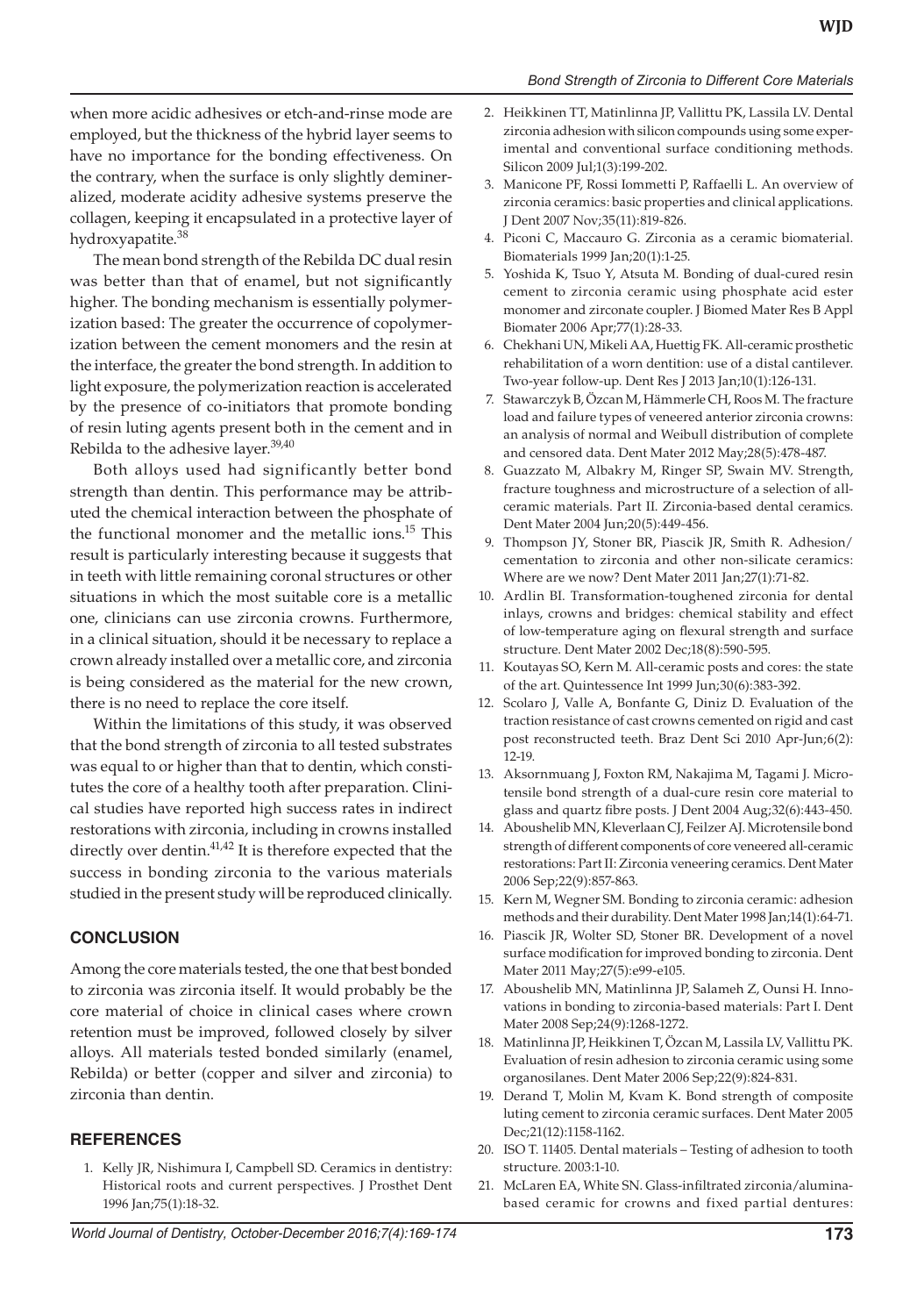when more acidic adhesives or etch-and-rinse mode are employed, but the thickness of the hybrid layer seems to have no importance for the bonding effectiveness. On the contrary, when the surface is only slightly demineralized, moderate acidity adhesive systems preserve the collagen, keeping it encapsulated in a protective layer of hydroxyapatite.[38]

The mean bond strength of the Rebilda DC dual resin was better than that of enamel, but not significantly higher. The bonding mechanism is essentially polymerization based: The greater the occurrence of copolymerization between the cement monomers and the resin at the interface, the greater the bond strength. In addition to light exposure, the polymerization reaction is accelerated by the presence of co-initiators that promote bonding of resin luting agents present both in the cement and in Rebilda to the adhesive layer.[39,40]

Both alloys used had significantly better bond strength than dentin. This performance may be attributed the chemical interaction between the phosphate of the functional monomer and the metallic ions.[15] This result is particularly interesting because it suggests that in teeth with little remaining coronal structures or other situations in which the most suitable core is a metallic one, clinicians can use zirconia crowns. Furthermore, in a clinical situation, should it be necessary to replace a crown already installed over a metallic core, and zirconia is being considered as the material for the new crown, there is no need to replace the core itself.

Within the limitations of this study, it was observed that the bond strength of zirconia to all tested substrates was equal to or higher than that to dentin, which constitutes the core of a healthy tooth after preparation. Clinical studies have reported high success rates in indirect restorations with zirconia, including in crowns installed directly over dentin.[41,42] It is therefore expected that the success in bonding zirconia to the various materials studied in the present study will be reproduced clinically.

## CONCLUSION

Among the core materials tested, the one that best bonded to zirconia was zirconia itself. It would probably be the core material of choice in clinical cases where crown retention must be improved, followed closely by silver alloys. All materials tested bonded similarly (enamel, Rebilda) or better (copper and silver and zirconia) to zirconia than dentin.

## REFERENCES

1. Kelly JR, Nishimura I, Campbell SD. Ceramics in dentistry: Historical roots and current perspectives. J Prosthet Dent 1996 Jan;75(1):18-32.
2. Heikkinen TT, Matinlinna JP, Vallittu PK, Lassila LV. Dental zirconia adhesion with silicon compounds using some experimental and conventional surface conditioning methods. Silicon 2009 Jul;1(3):199-202.
3. Manicone PF, Rossi Iommetti P, Raffaelli L. An overview of zirconia ceramics: basic properties and clinical applications. J Dent 2007 Nov;35(11):819-826.
4. Piconi C, Maccauro G. Zirconia as a ceramic biomaterial. Biomaterials 1999 Jan;20(1):1-25.
5. Yoshida K, Tsuo Y, Atsuta M. Bonding of dual-cured resin cement to zirconia ceramic using phosphate acid ester monomer and zirconate coupler. J Biomed Mater Res B Appl Biomater 2006 Apr;77(1):28-33.
6. Chekhani UN, Mikeli AA, Huettig FK. All-ceramic prosthetic rehabilitation of a worn dentition: use of a distal cantilever. Two-year follow-up. Dent Res J 2013 Jan;10(1):126-131.
7. Stawarczyk B, Özcan M, Hämmerle CH, Roos M. The fracture load and failure types of veneered anterior zirconia crowns: an analysis of normal and Weibull distribution of complete and censored data. Dent Mater 2012 May;28(5):478-487.
8. Guazzato M, Albakry M, Ringer SP, Swain MV. Strength, fracture toughness and microstructure of a selection of all-ceramic materials. Part II. Zirconia-based dental ceramics. Dent Mater 2004 Jun;20(5):449-456.
9. Thompson JY, Stoner BR, Piascik JR, Smith R. Adhesion/cementation to zirconia and other non-silicate ceramics: Where are we now? Dent Mater 2011 Jan;27(1):71-82.
10. Ardlin BI. Transformation-toughened zirconia for dental inlays, crowns and bridges: chemical stability and effect of low-temperature aging on flexural strength and surface structure. Dent Mater 2002 Dec;18(8):590-595.
11. Koutayas SO, Kern M. All-ceramic posts and cores: the state of the art. Quintessence Int 1999 Jun;30(6):383-392.
12. Scolaro J, Valle A, Bonfante G, Diniz D. Evaluation of the traction resistance of cast crowns cemented on rigid and cast post reconstructed teeth. Braz Dent Sci 2010 Apr-Jun;6(2): 12-19.
13. Aksornmuang J, Foxton RM, Nakajima M, Tagami J. Microtensile bond strength of a dual-cure resin core material to glass and quartz fibre posts. J Dent 2004 Aug;32(6):443-450.
14. Aboushelib MN, Kleverlaan CJ, Feilzer AJ. Microtensile bond strength of different components of core veneered all-ceramic restorations: Part II: Zirconia veneering ceramics. Dent Mater 2006 Sep;22(9):857-863.
15. Kern M, Wegner SM. Bonding to zirconia ceramic: adhesion methods and their durability. Dent Mater 1998 Jan;14(1):64-71.
16. Piascik JR, Wolter SD, Stoner BR. Development of a novel surface modification for improved bonding to zirconia. Dent Mater 2011 May;27(5):e99-e105.
17. Aboushelib MN, Matinlinna JP, Salameh Z, Ounsi H. Innovations in bonding to zirconia-based materials: Part I. Dent Mater 2008 Sep;24(9):1268-1272.
18. Matinlinna JP, Heikkinen T, Özcan M, Lassila LV, Vallittu PK. Evaluation of resin adhesion to zirconia ceramic using some organosilanes. Dent Mater 2006 Sep;22(9):824-831.
19. Derand T, Molin M, Kvam K. Bond strength of composite luting cement to zirconia ceramic surfaces. Dent Mater 2005 Dec;21(12):1158-1162.
20. ISO T. 11405. Dental materials – Testing of adhesion to tooth structure. 2003:1-10.
21. McLaren EA, White SN. Glass-infiltrated zirconia/alumina-based ceramic for crowns and fixed partial dentures: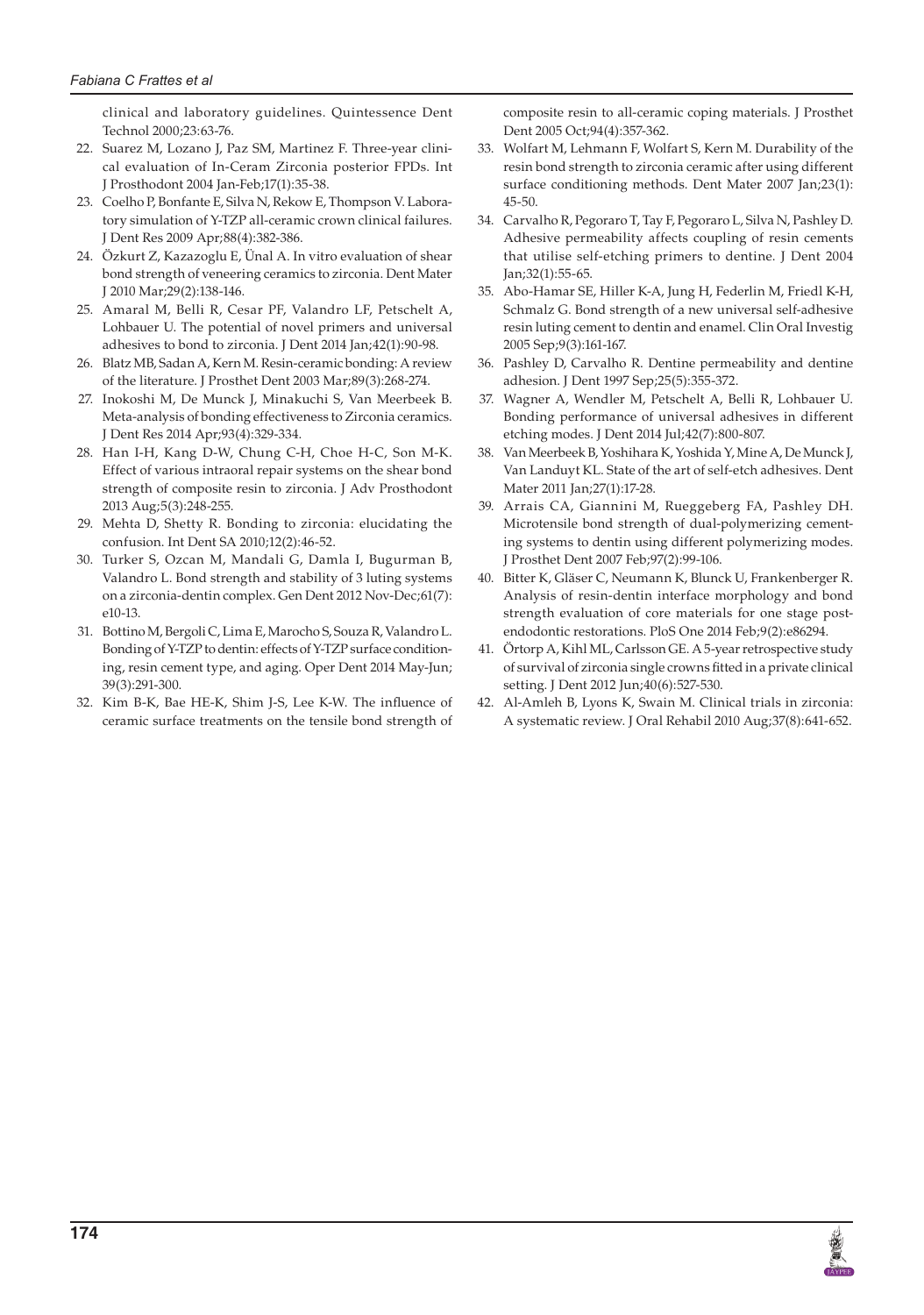clinical and laboratory guidelines. Quintessence Dent Technol 2000;23:63-76.

22. Suarez M, Lozano J, Paz SM, Martinez F. Three-year clinical evaluation of In-Ceram Zirconia posterior FPDs. Int J Prosthodont 2004 Jan-Feb;17(1):35-38.
23. Coelho P, Bonfante E, Silva N, Rekow E, Thompson V. Laboratory simulation of Y-TZP all-ceramic crown clinical failures. J Dent Res 2009 Apr;88(4):382-386.
24. Özkurt Z, Kazazoglu E, Ünal A. In vitro evaluation of shear bond strength of veneering ceramics to zirconia. Dent Mater J 2010 Mar;29(2):138-146.
25. Amaral M, Belli R, Cesar PF, Valandro LF, Petschelt A, Lohbauer U. The potential of novel primers and universal adhesives to bond to zirconia. J Dent 2014 Jan;42(1):90-98.
26. Blatz MB, Sadan A, Kern M. Resin-ceramic bonding: A review of the literature. J Prosthet Dent 2003 Mar;89(3):268-274.
27. Inokoshi M, De Munck J, Minakuchi S, Van Meerbeek B. Meta-analysis of bonding effectiveness to Zirconia ceramics. J Dent Res 2014 Apr;93(4):329-334.
28. Han I-H, Kang D-W, Chung C-H, Choe H-C, Son M-K. Effect of various intraoral repair systems on the shear bond strength of composite resin to zirconia. J Adv Prosthodont 2013 Aug;5(3):248-255.
29. Mehta D, Shetty R. Bonding to zirconia: elucidating the confusion. Int Dent SA 2010;12(2):46-52.
30. Turker S, Ozcan M, Mandali G, Damla I, Bugurman B, Valandro L. Bond strength and stability of 3 luting systems on a zirconia-dentin complex. Gen Dent 2012 Nov-Dec;61(7): e10-13.
31. Bottino M, Bergoli C, Lima E, Marocho S, Souza R, Valandro L. Bonding of Y-TZP to dentin: effects of Y-TZP surface conditioning, resin cement type, and aging. Oper Dent 2014 May-Jun; 39(3):291-300.
32. Kim B-K, Bae HE-K, Shim J-S, Lee K-W. The influence of ceramic surface treatments on the tensile bond strength of composite resin to all-ceramic coping materials. J Prosthet Dent 2005 Oct;94(4):357-362.
33. Wolfart M, Lehmann F, Wolfart S, Kern M. Durability of the resin bond strength to zirconia ceramic after using different surface conditioning methods. Dent Mater 2007 Jan;23(1): 45-50.
34. Carvalho R, Pegoraro T, Tay F, Pegoraro L, Silva N, Pashley D. Adhesive permeability affects coupling of resin cements that utilise self-etching primers to dentine. J Dent 2004 Jan;32(1):55-65.
35. Abo-Hamar SE, Hiller K-A, Jung H, Federlin M, Friedl K-H, Schmalz G. Bond strength of a new universal self-adhesive resin luting cement to dentin and enamel. Clin Oral Investig 2005 Sep;9(3):161-167.
36. Pashley D, Carvalho R. Dentine permeability and dentine adhesion. J Dent 1997 Sep;25(5):355-372.
37. Wagner A, Wendler M, Petschelt A, Belli R, Lohbauer U. Bonding performance of universal adhesives in different etching modes. J Dent 2014 Jul;42(7):800-807.
38. Van Meerbeek B, Yoshihara K, Yoshida Y, Mine A, De Munck J, Van Landuyt KL. State of the art of self-etch adhesives. Dent Mater 2011 Jan;27(1):17-28.
39. Arrais CA, Giannini M, Rueggeberg FA, Pashley DH. Microtensile bond strength of dual-polymerizing cementing systems to dentin using different polymerizing modes. J Prosthet Dent 2007 Feb;97(2):99-106.
40. Bitter K, Gläser C, Neumann K, Blunck U, Frankenberger R. Analysis of resin-dentin interface morphology and bond strength evaluation of core materials for one stage post-endodontic restorations. PloS One 2014 Feb;9(2):e86294.
41. Örtorp A, Kihl ML, Carlsson GE. A 5-year retrospective study of survival of zirconia single crowns fitted in a private clinical setting. J Dent 2012 Jun;40(6):527-530.
42. Al-Amleh B, Lyons K, Swain M. Clinical trials in zirconia: A systematic review. J Oral Rehabil 2010 Aug;37(8):641-652.